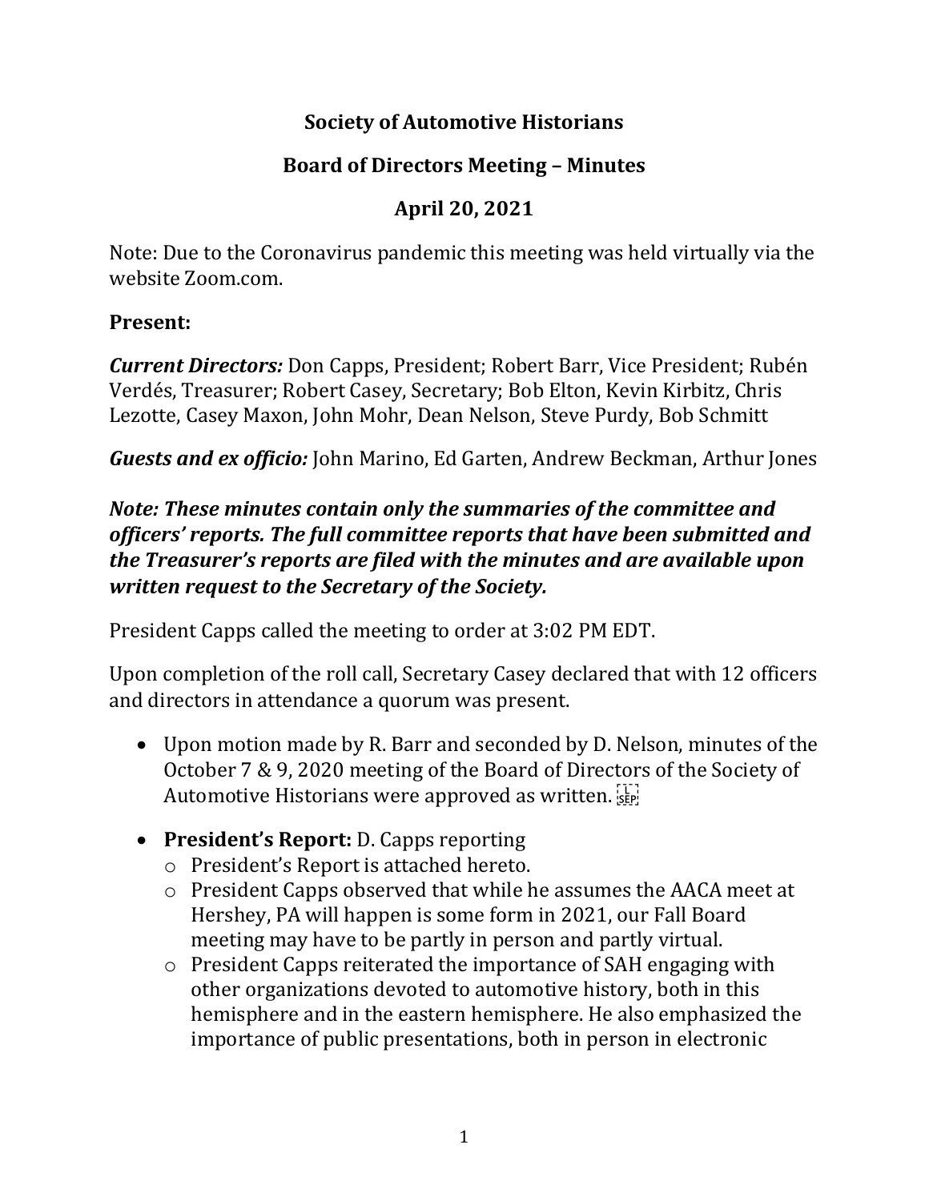# Society of Automotive Historians

## Board of Directors Meeting – Minutes

## April 20, 2021

Note: Due to the Coronavirus pandemic this meeting was held virtually via the website Zoom.com.

**Present:**

***Current Directors:*** Don Capps, President; Robert Barr, Vice President; Rubén Verdés, Treasurer; Robert Casey, Secretary; Bob Elton, Kevin Kirbitz, Chris Lezotte, Casey Maxon, John Mohr, Dean Nelson, Steve Purdy, Bob Schmitt

***Guests and ex officio:*** John Marino, Ed Garten, Andrew Beckman, Arthur Jones

***Note: These minutes contain only the summaries of the committee and officers' reports. The full committee reports that have been submitted and the Treasurer's reports are filed with the minutes and are available upon written request to the Secretary of the Society.***

President Capps called the meeting to order at 3:02 PM EDT.

Upon completion of the roll call, Secretary Casey declared that with 12 officers and directors in attendance a quorum was present.

- Upon motion made by R. Barr and seconded by D. Nelson, minutes of the October 7 & 9, 2020 meeting of the Board of Directors of the Society of Automotive Historians were approved as written.
- **President's Report:** D. Capps reporting
  - President's Report is attached hereto.
  - President Capps observed that while he assumes the AACA meet at Hershey, PA will happen is some form in 2021, our Fall Board meeting may have to be partly in person and partly virtual.
  - President Capps reiterated the importance of SAH engaging with other organizations devoted to automotive history, both in this hemisphere and in the eastern hemisphere. He also emphasized the importance of public presentations, both in person in electronic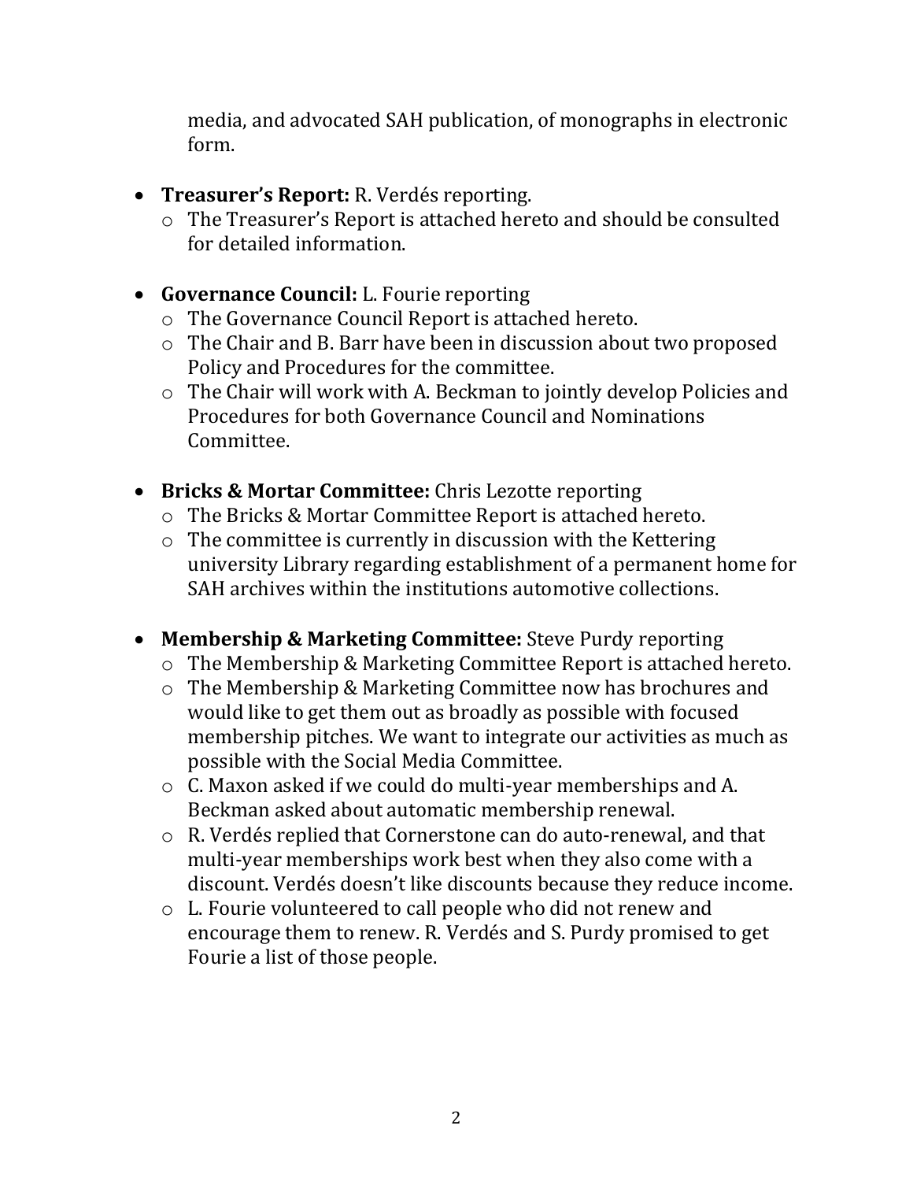media, and advocated SAH publication, of monographs in electronic form.

- **Treasurer's Report:** R. Verdés reporting.
    - The Treasurer's Report is attached hereto and should be consulted for detailed information.

- **Governance Council:** L. Fourie reporting
    - The Governance Council Report is attached hereto.
    - The Chair and B. Barr have been in discussion about two proposed Policy and Procedures for the committee.
    - The Chair will work with A. Beckman to jointly develop Policies and Procedures for both Governance Council and Nominations Committee.

- **Bricks & Mortar Committee:** Chris Lezotte reporting
    - The Bricks & Mortar Committee Report is attached hereto.
    - The committee is currently in discussion with the Kettering university Library regarding establishment of a permanent home for SAH archives within the institutions automotive collections.

- **Membership & Marketing Committee:** Steve Purdy reporting
    - The Membership & Marketing Committee Report is attached hereto.
    - The Membership & Marketing Committee now has brochures and would like to get them out as broadly as possible with focused membership pitches. We want to integrate our activities as much as possible with the Social Media Committee.
    - C. Maxon asked if we could do multi-year memberships and A. Beckman asked about automatic membership renewal.
    - R. Verdés replied that Cornerstone can do auto-renewal, and that multi-year memberships work best when they also come with a discount. Verdés doesn't like discounts because they reduce income.
    - L. Fourie volunteered to call people who did not renew and encourage them to renew. R. Verdés and S. Purdy promised to get Fourie a list of those people.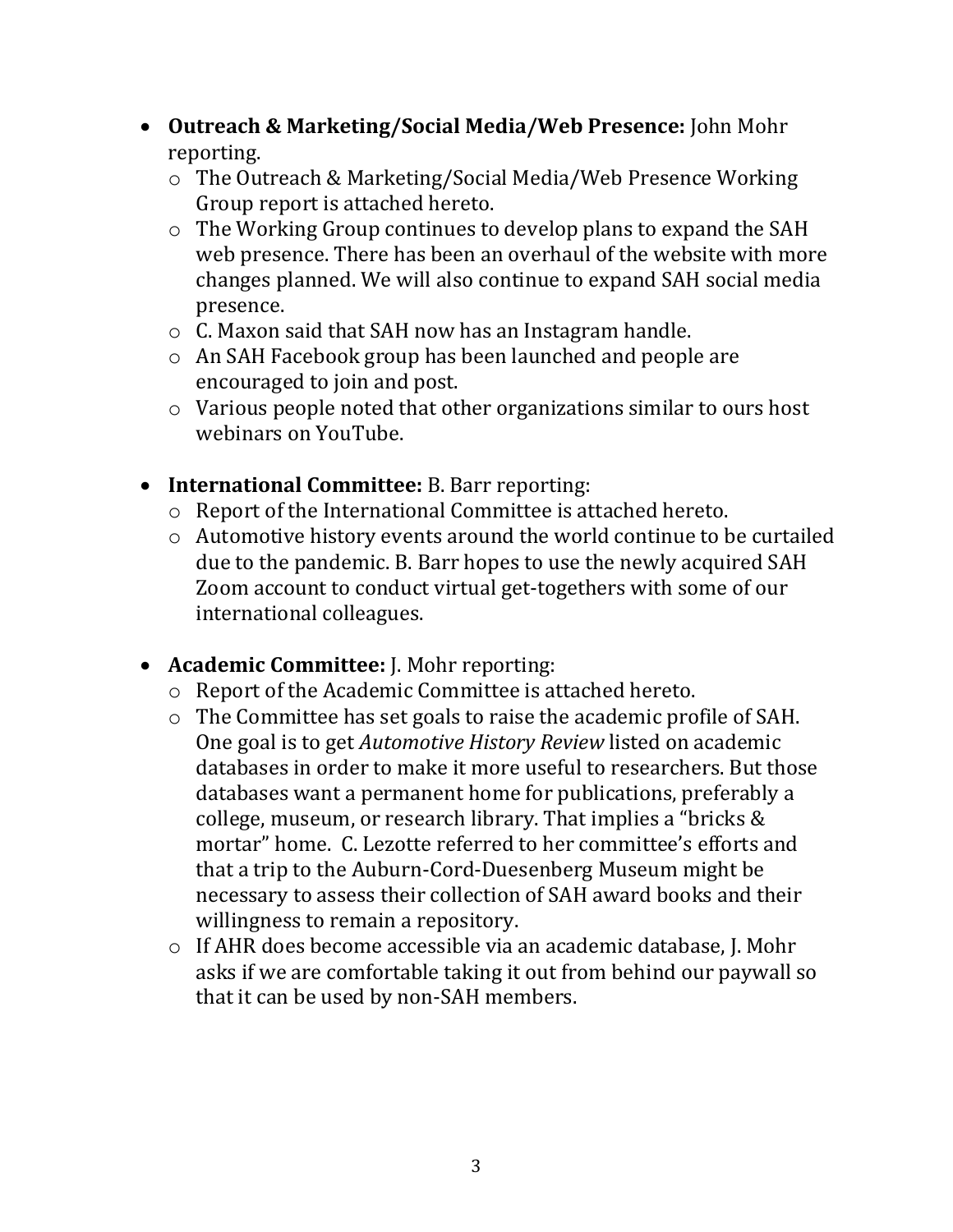- **Outreach & Marketing/Social Media/Web Presence:** John Mohr reporting.
    - The Outreach & Marketing/Social Media/Web Presence Working Group report is attached hereto.
    - The Working Group continues to develop plans to expand the SAH web presence. There has been an overhaul of the website with more changes planned. We will also continue to expand SAH social media presence.
    - C. Maxon said that SAH now has an Instagram handle.
    - An SAH Facebook group has been launched and people are encouraged to join and post.
    - Various people noted that other organizations similar to ours host webinars on YouTube.

- **International Committee:** B. Barr reporting:
    - Report of the International Committee is attached hereto.
    - Automotive history events around the world continue to be curtailed due to the pandemic. B. Barr hopes to use the newly acquired SAH Zoom account to conduct virtual get-togethers with some of our international colleagues.

- **Academic Committee:** J. Mohr reporting:
    - Report of the Academic Committee is attached hereto.
    - The Committee has set goals to raise the academic profile of SAH. One goal is to get *Automotive History Review* listed on academic databases in order to make it more useful to researchers. But those databases want a permanent home for publications, preferably a college, museum, or research library. That implies a "bricks & mortar" home. C. Lezotte referred to her committee's efforts and that a trip to the Auburn-Cord-Duesenberg Museum might be necessary to assess their collection of SAH award books and their willingness to remain a repository.
    - If AHR does become accessible via an academic database, J. Mohr asks if we are comfortable taking it out from behind our paywall so that it can be used by non-SAH members.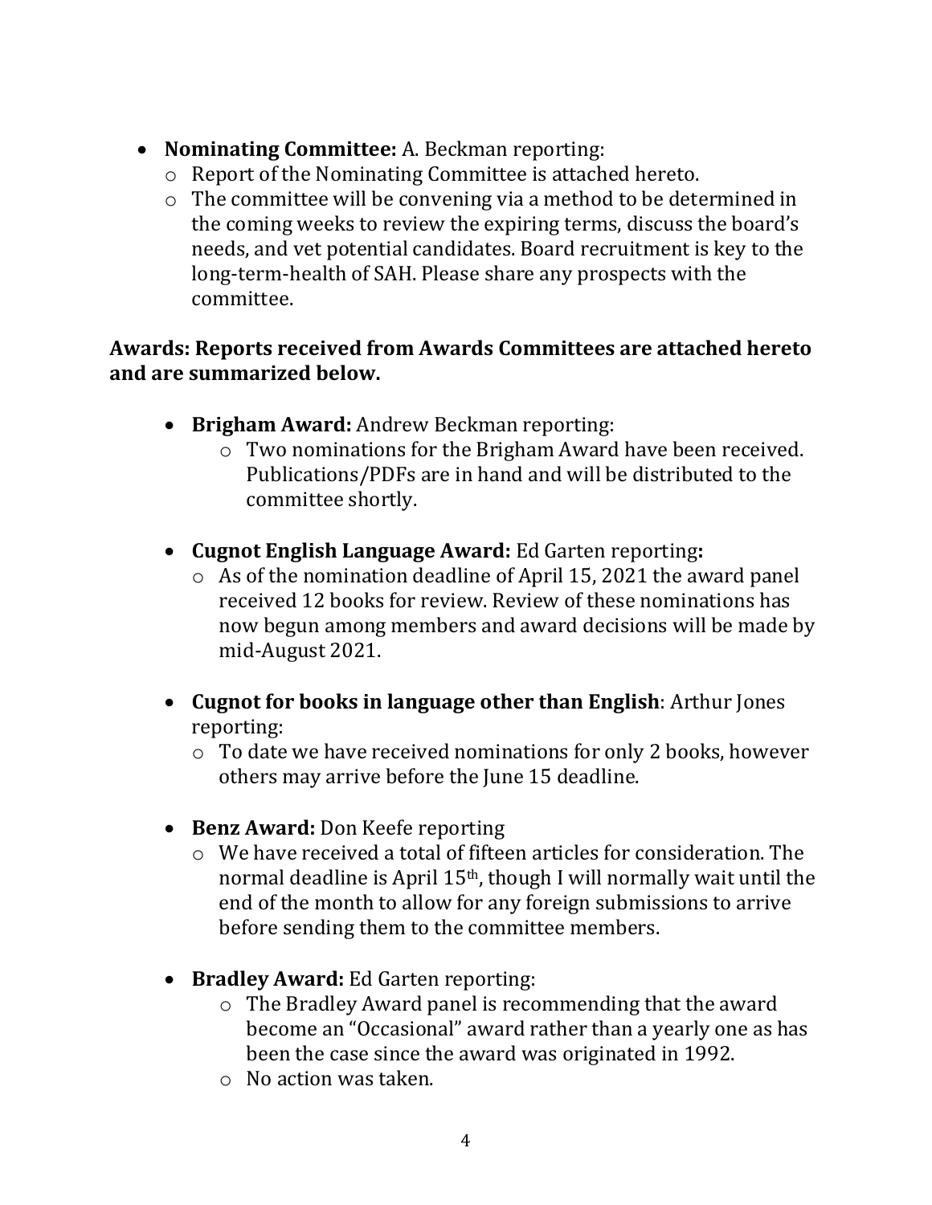- **Nominating Committee:** A. Beckman reporting:
  - Report of the Nominating Committee is attached hereto.
  - The committee will be convening via a method to be determined in the coming weeks to review the expiring terms, discuss the board's needs, and vet potential candidates. Board recruitment is key to the long-term-health of SAH. Please share any prospects with the committee.

**Awards: Reports received from Awards Committees are attached hereto and are summarized below.**

- **Brigham Award:** Andrew Beckman reporting:
  - Two nominations for the Brigham Award have been received. Publications/PDFs are in hand and will be distributed to the committee shortly.

- **Cugnot English Language Award:** Ed Garten reporting**:**
  - As of the nomination deadline of April 15, 2021 the award panel received 12 books for review. Review of these nominations has now begun among members and award decisions will be made by mid-August 2021.

- **Cugnot for books in language other than English**: Arthur Jones reporting:
  - To date we have received nominations for only 2 books, however others may arrive before the June 15 deadline.

- **Benz Award:** Don Keefe reporting
  - We have received a total of fifteen articles for consideration. The normal deadline is April 15th, though I will normally wait until the end of the month to allow for any foreign submissions to arrive before sending them to the committee members.

- **Bradley Award:** Ed Garten reporting:
  - The Bradley Award panel is recommending that the award become an "Occasional" award rather than a yearly one as has been the case since the award was originated in 1992.
  - No action was taken.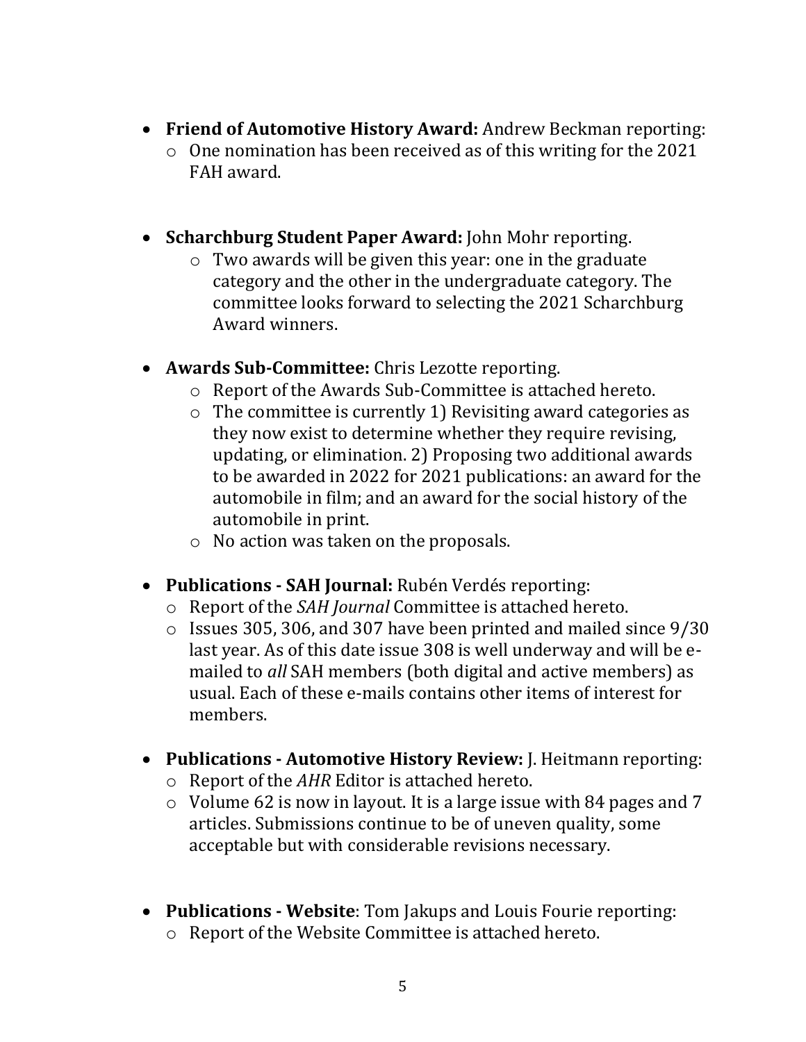- **Friend of Automotive History Award:** Andrew Beckman reporting:
  - One nomination has been received as of this writing for the 2021 FAH award.

- **Scharchburg Student Paper Award:** John Mohr reporting.
  - Two awards will be given this year: one in the graduate category and the other in the undergraduate category. The committee looks forward to selecting the 2021 Scharchburg Award winners.

- **Awards Sub-Committee:** Chris Lezotte reporting.
  - Report of the Awards Sub-Committee is attached hereto.
  - The committee is currently 1) Revisiting award categories as they now exist to determine whether they require revising, updating, or elimination. 2) Proposing two additional awards to be awarded in 2022 for 2021 publications: an award for the automobile in film; and an award for the social history of the automobile in print.
  - No action was taken on the proposals.

- **Publications - SAH Journal:** Rubén Verdés reporting:
  - Report of the *SAH Journal* Committee is attached hereto.
  - Issues 305, 306, and 307 have been printed and mailed since 9/30 last year. As of this date issue 308 is well underway and will be e-mailed to *all* SAH members (both digital and active members) as usual. Each of these e-mails contains other items of interest for members.

- **Publications - Automotive History Review:** J. Heitmann reporting:
  - Report of the *AHR* Editor is attached hereto.
  - Volume 62 is now in layout. It is a large issue with 84 pages and 7 articles. Submissions continue to be of uneven quality, some acceptable but with considerable revisions necessary.

- **Publications - Website**: Tom Jakups and Louis Fourie reporting:
  - Report of the Website Committee is attached hereto.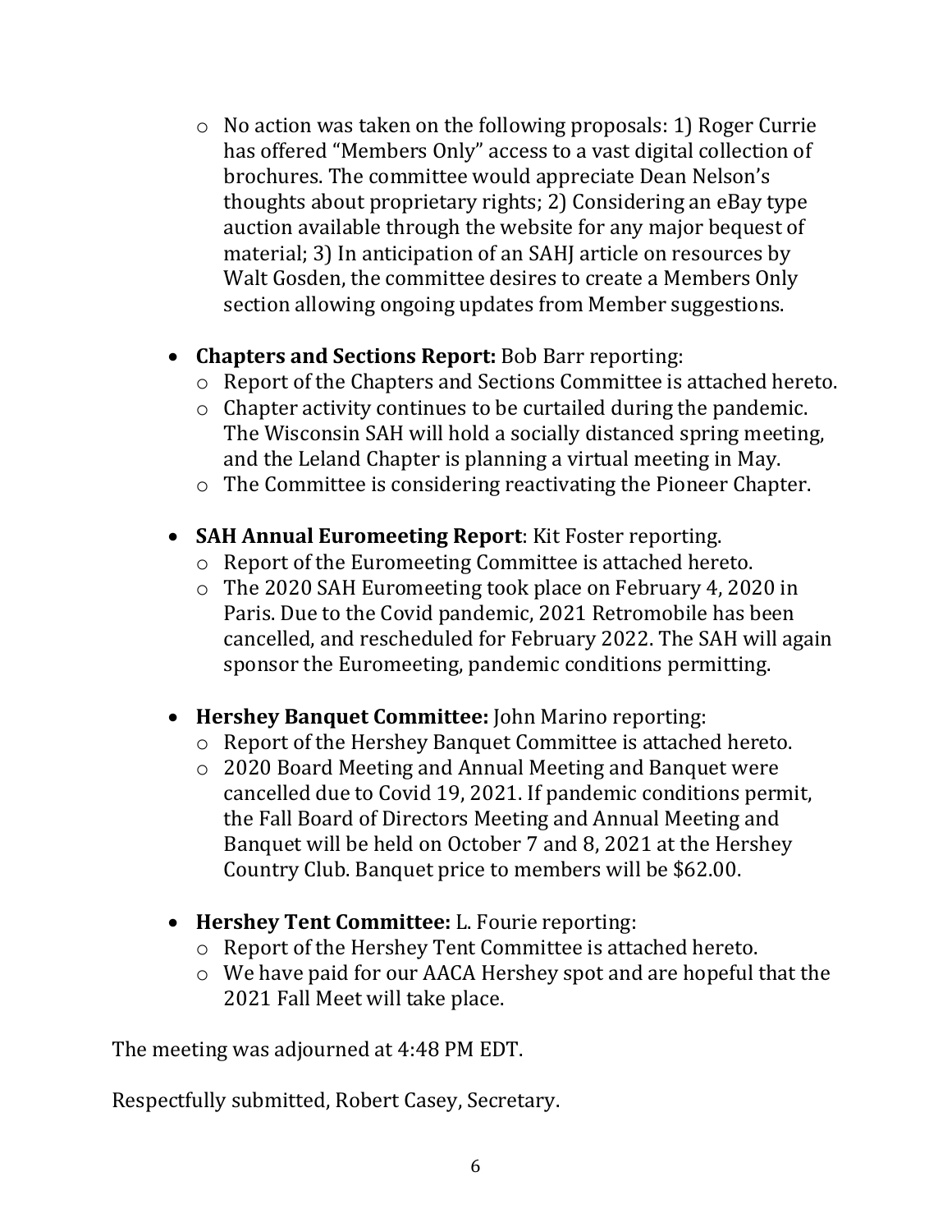- No action was taken on the following proposals: 1) Roger Currie has offered "Members Only" access to a vast digital collection of brochures. The committee would appreciate Dean Nelson's thoughts about proprietary rights; 2) Considering an eBay type auction available through the website for any major bequest of material; 3) In anticipation of an SAHJ article on resources by Walt Gosden, the committee desires to create a Members Only section allowing ongoing updates from Member suggestions.

- **Chapters and Sections Report:** Bob Barr reporting:
    - Report of the Chapters and Sections Committee is attached hereto.
    - Chapter activity continues to be curtailed during the pandemic. The Wisconsin SAH will hold a socially distanced spring meeting, and the Leland Chapter is planning a virtual meeting in May.
    - The Committee is considering reactivating the Pioneer Chapter.

- **SAH Annual Euromeeting Report**: Kit Foster reporting.
    - Report of the Euromeeting Committee is attached hereto.
    - The 2020 SAH Euromeeting took place on February 4, 2020 in Paris. Due to the Covid pandemic, 2021 Retromobile has been cancelled, and rescheduled for February 2022. The SAH will again sponsor the Euromeeting, pandemic conditions permitting.

- **Hershey Banquet Committee:** John Marino reporting:
    - Report of the Hershey Banquet Committee is attached hereto.
    - 2020 Board Meeting and Annual Meeting and Banquet were cancelled due to Covid 19, 2021. If pandemic conditions permit, the Fall Board of Directors Meeting and Annual Meeting and Banquet will be held on October 7 and 8, 2021 at the Hershey Country Club. Banquet price to members will be $62.00.

- **Hershey Tent Committee:** L. Fourie reporting:
    - Report of the Hershey Tent Committee is attached hereto.
    - We have paid for our AACA Hershey spot and are hopeful that the 2021 Fall Meet will take place.

The meeting was adjourned at 4:48 PM EDT.

Respectfully submitted, Robert Casey, Secretary.